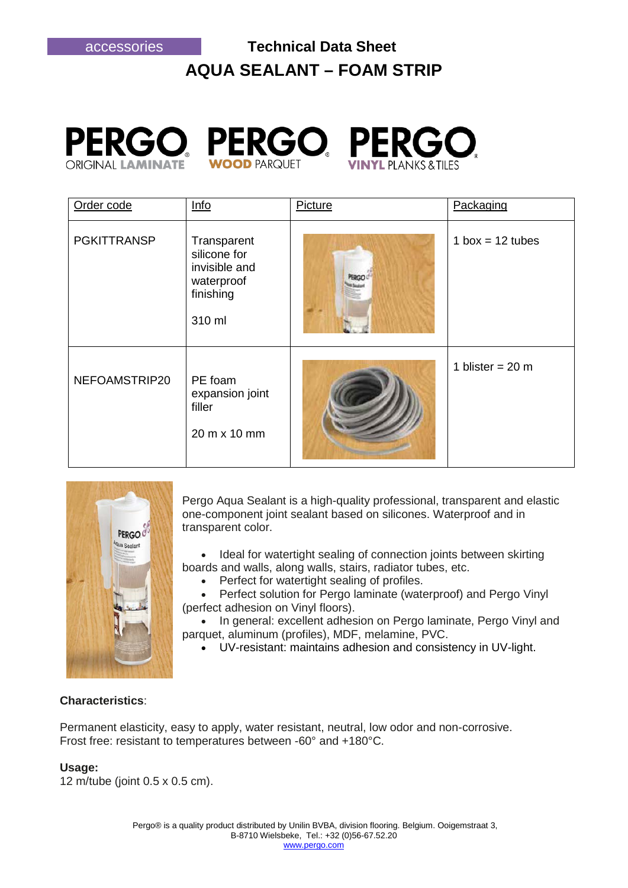accessories

# Technical Data Sheet

# AQUA SEALANT – FOAM STRIP

PERGO ORIGINAL LAMINATE PERGO WOOD PARQUET PERGO VINYL PLANKS & TILES

| Order code | Info | Picture | Packaging |
|---|---|---|---|
| PGKITTRANSP | Transparent silicone for invisible and waterproof finishing<br><br>310 ml | | 1 box = 12 tubes |
| NEFOAMSTRIP20 | PE foam expansion joint filler<br><br>20 m x 10 mm | | 1 blister = 20 m |

Pergo Aqua Sealant is a high-quality professional, transparent and elastic one-component joint sealant based on silicones. Waterproof and in transparent color.

- Ideal for watertight sealing of connection joints between skirting boards and walls, along walls, stairs, radiator tubes, etc.
- Perfect for watertight sealing of profiles.
- Perfect solution for Pergo laminate (waterproof) and Pergo Vinyl (perfect adhesion on Vinyl floors).
- In general: excellent adhesion on Pergo laminate, Pergo Vinyl and parquet, aluminum (profiles), MDF, melamine, PVC.
- UV-resistant: maintains adhesion and consistency in UV-light.

**Characteristics**:

Permanent elasticity, easy to apply, water resistant, neutral, low odor and non-corrosive.
Frost free: resistant to temperatures between -60° and +180°C.

**Usage:**
12 m/tube (joint 0.5 x 0.5 cm).

Pergo® is a quality product distributed by Unilin BVBA, division flooring. Belgium. Ooigemstraat 3, B-8710 Wielsbeke, Tel.: +32 (0)56-67.52.20
www.pergo.com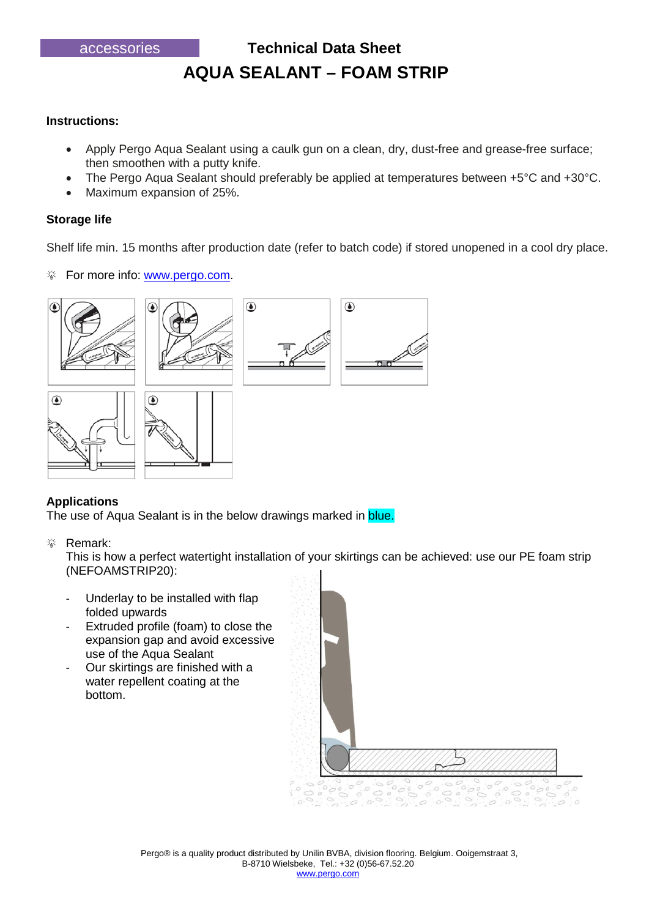accessories

# Technical Data Sheet

# AQUA SEALANT – FOAM STRIP

**Instructions:**

- Apply Pergo Aqua Sealant using a caulk gun on a clean, dry, dust-free and grease-free surface; then smoothen with a putty knife.
- The Pergo Aqua Sealant should preferably be applied at temperatures between +5°C and +30°C.
- Maximum expansion of 25%.

**Storage life**

Shelf life min. 15 months after production date (refer to batch code) if stored unopened in a cool dry place.

For more info: [www.pergo.com](http://www.pergo.com).

**Applications**

The use of Aqua Sealant is in the below drawings marked in blue.

Remark:

This is how a perfect watertight installation of your skirtings can be achieved: use our PE foam strip (NEFOAMSTRIP20):

- Underlay to be installed with flap folded upwards
- Extruded profile (foam) to close the expansion gap and avoid excessive use of the Aqua Sealant
- Our skirtings are finished with a water repellent coating at the bottom.

Pergo® is a quality product distributed by Unilin BVBA, division flooring. Belgium. Ooigemstraat 3, B-8710 Wielsbeke, Tel.: +32 (0)56-67.52.20
[www.pergo.com](http://www.pergo.com)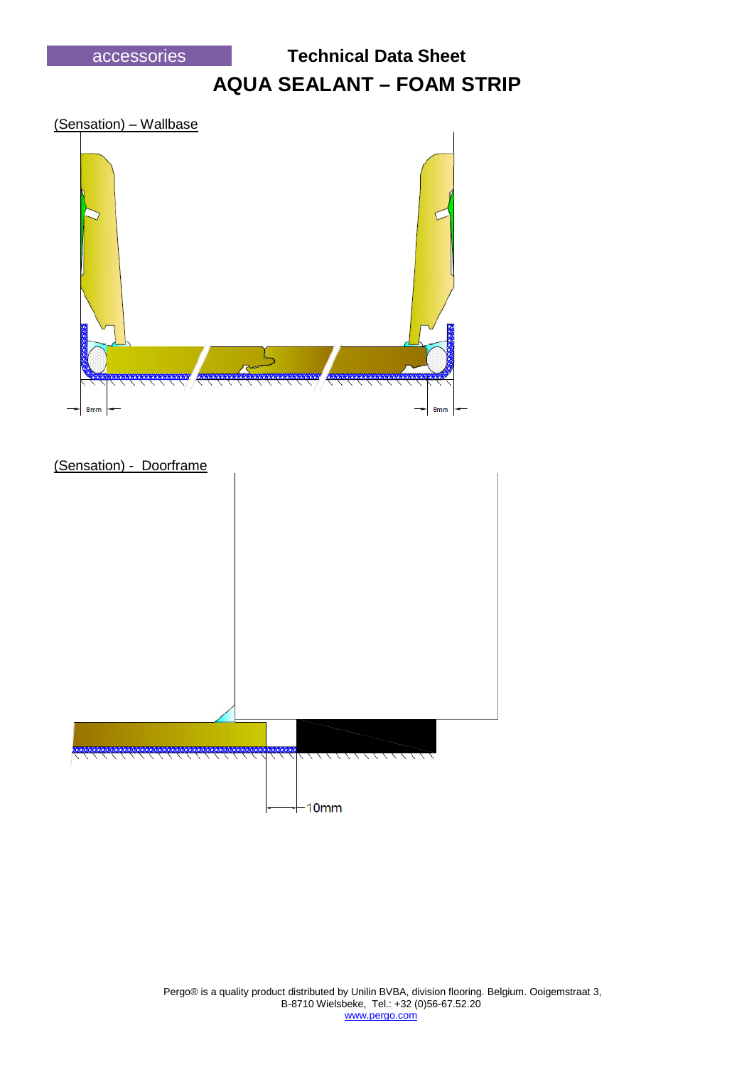accessories

**Technical Data Sheet**

# AQUA SEALANT – FOAM STRIP

(Sensation) – Wallbase

8mm

8mm

(Sensation) - Doorframe

10mm

Pergo® is a quality product distributed by Unilin BVBA, division flooring. Belgium. Ooigemstraat 3, B-8710 Wielsbeke, Tel.: +32 (0)56-67.52.20
www.pergo.com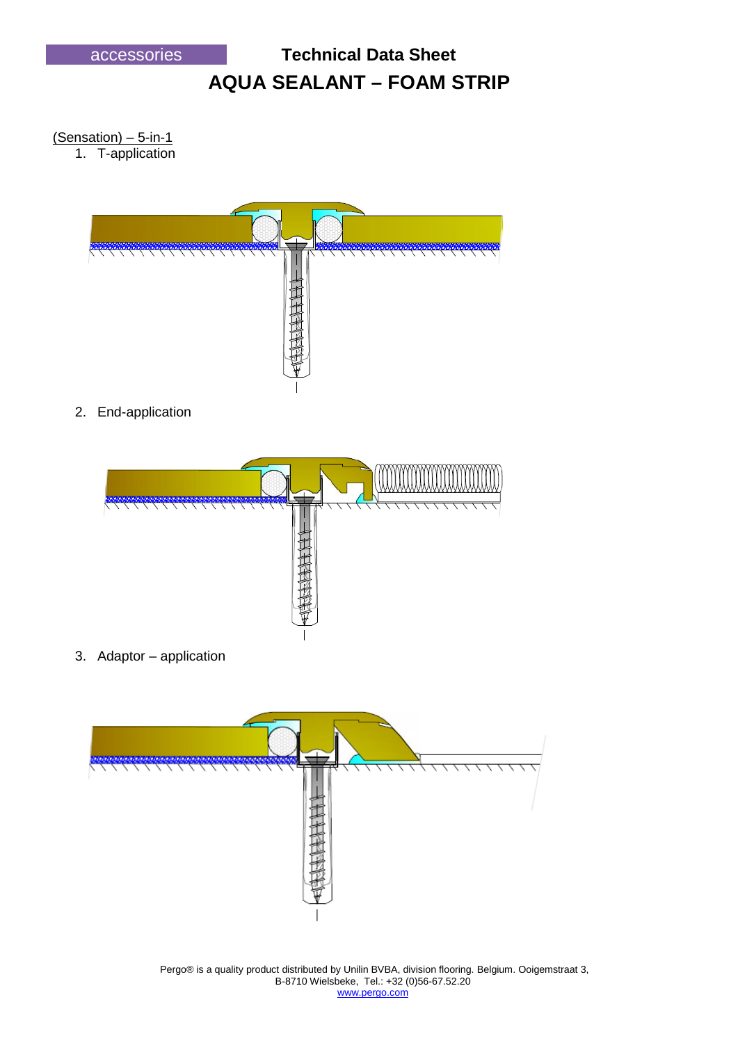accessories

# Technical Data Sheet

# AQUA SEALANT – FOAM STRIP

(Sensation) – 5-in-1

1. T-application

2. End-application

3. Adaptor – application

Pergo® is a quality product distributed by Unilin BVBA, division flooring. Belgium. Ooigemstraat 3, B-8710 Wielsbeke, Tel.: +32 (0)56-67.52.20
www.pergo.com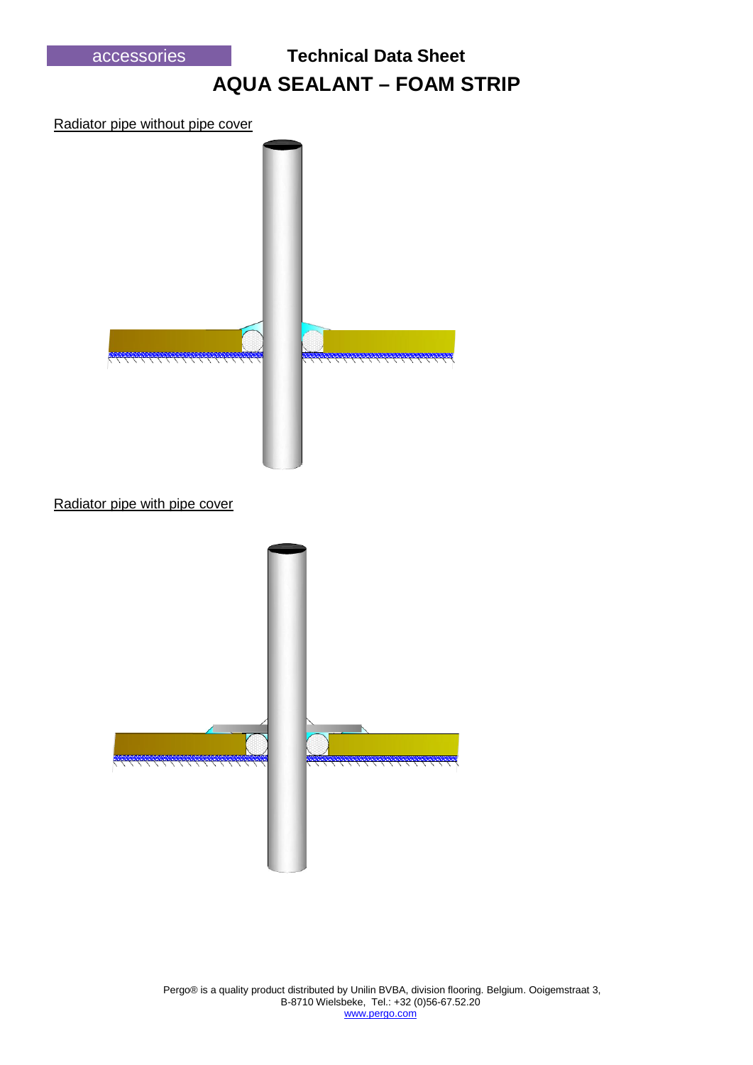accessories

## Technical Data Sheet

# AQUA SEALANT – FOAM STRIP

Radiator pipe without pipe cover

Radiator pipe with pipe cover

Pergo® is a quality product distributed by Unilin BVBA, division flooring. Belgium. Ooigemstraat 3, B-8710 Wielsbeke, Tel.: +32 (0)56-67.52.20
www.pergo.com